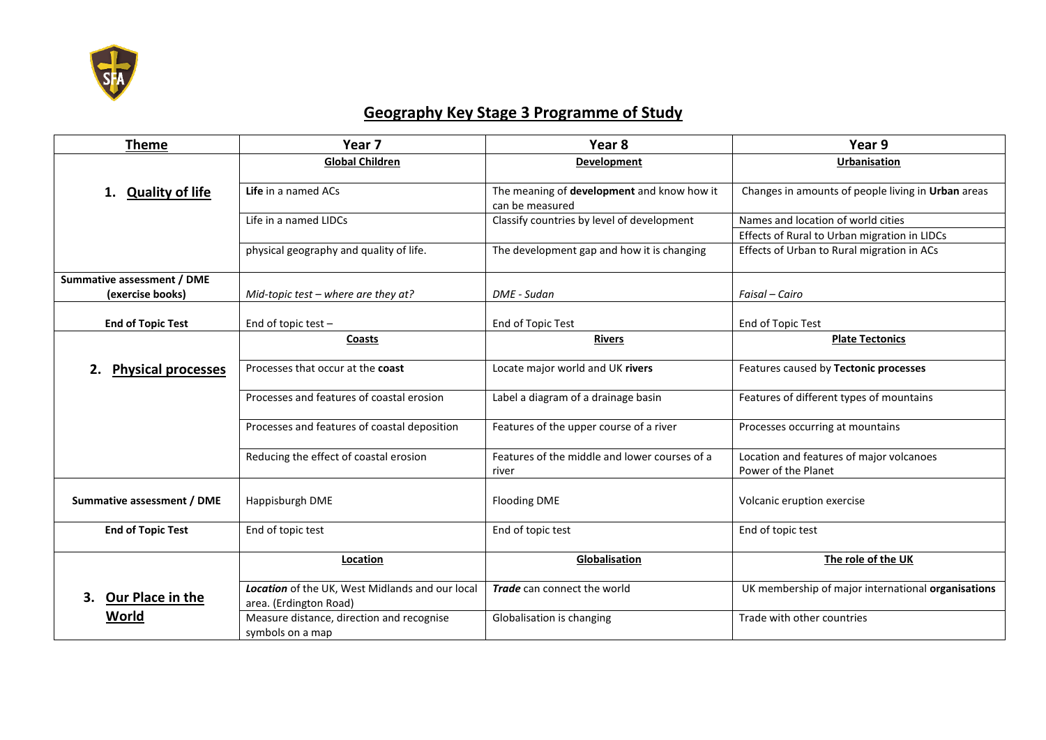# Geography Key Stage 3 Programme of Study

| Theme | Year 7 | Year 8 | Year 9 |
|---|---|---|---|
| **1. Quality of life** | **Global Children** | **Development** | **Urbanisation** |
| | **Life** in a named ACs | The meaning of **development** and know how it can be measured | Changes in amounts of people living in **Urban** areas |
| | Life in a named LIDCs | Classify countries by level of development | Names and location of world cities<br>Effects of Rural to Urban migration in LIDCs |
| | physical geography and quality of life. | The development gap and how it is changing | Effects of Urban to Rural migration in ACs |
| **Summative assessment / DME (exercise books)** | *Mid-topic test – where are they at?* | *DME - Sudan* | *Faisal – Cairo* |
| **End of Topic Test** | End of topic test – | End of Topic Test | End of Topic Test |
| **2. Physical processes** | **Coasts** | **Rivers** | **Plate Tectonics** |
| | Processes that occur at the **coast** | Locate major world and UK **rivers** | Features caused by **Tectonic processes** |
| | Processes and features of coastal erosion | Label a diagram of a drainage basin | Features of different types of mountains |
| | Processes and features of coastal deposition | Features of the upper course of a river | Processes occurring at mountains |
| | Reducing the effect of coastal erosion | Features of the middle and lower courses of a river | Location and features of major volcanoes<br>Power of the Planet |
| **Summative assessment / DME** | Happisburgh DME | Flooding DME | Volcanic eruption exercise |
| **End of Topic Test** | End of topic test | End of topic test | End of topic test |
| **3. Our Place in the World** | **Location** | **Globalisation** | **The role of the UK** |
| | ***Location*** of the UK, West Midlands and our local area. (Erdington Road) | ***Trade*** can connect the world | UK membership of major international **organisations** |
| | Measure distance, direction and recognise symbols on a map | Globalisation is changing | Trade with other countries |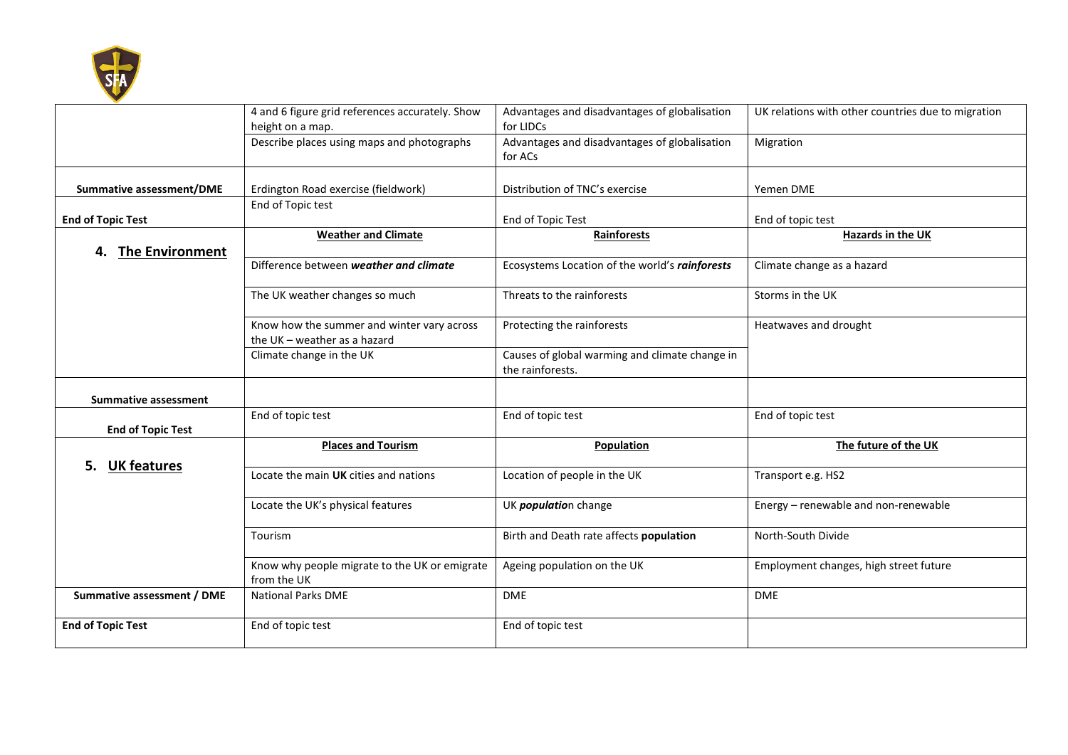| | | | |
|---|---|---|---|
| | 4 and 6 figure grid references accurately. Show height on a map. | Advantages and disadvantages of globalisation for LIDCs | UK relations with other countries due to migration |
| | Describe places using maps and photographs | Advantages and disadvantages of globalisation for ACs | Migration |
| **Summative assessment/DME** | Erdington Road exercise (fieldwork) | Distribution of TNC's exercise | Yemen DME |
| **End of Topic Test** | End of Topic test | End of Topic Test | End of topic test |
| **4. The Environment** | **Weather and Climate** | **Rainforests** | **Hazards in the UK** |
| | Difference between ***weather and climate*** | Ecosystems Location of the world's ***rainforests*** | Climate change as a hazard |
| | The UK weather changes so much | Threats to the rainforests | Storms in the UK |
| | Know how the summer and winter vary across the UK – weather as a hazard | Protecting the rainforests | Heatwaves and drought |
| | Climate change in the UK | Causes of global warming and climate change in the rainforests. | |
| **Summative assessment** | | | |
| **End of Topic Test** | End of topic test | End of topic test | End of topic test |
| **5. UK features** | **Places and Tourism** | **Population** | **The future of the UK** |
| | Locate the main **UK** cities and nations | Location of people in the UK | Transport e.g. HS2 |
| | Locate the UK's physical features | UK ***populatio***n change | Energy – renewable and non-renewable |
| | Tourism | Birth and Death rate affects **population** | North-South Divide |
| | Know why people migrate to the UK or emigrate from the UK | Ageing population on the UK | Employment changes, high street future |
| **Summative assessment / DME** | National Parks DME | DME | DME |
| **End of Topic Test** | End of topic test | End of topic test | |